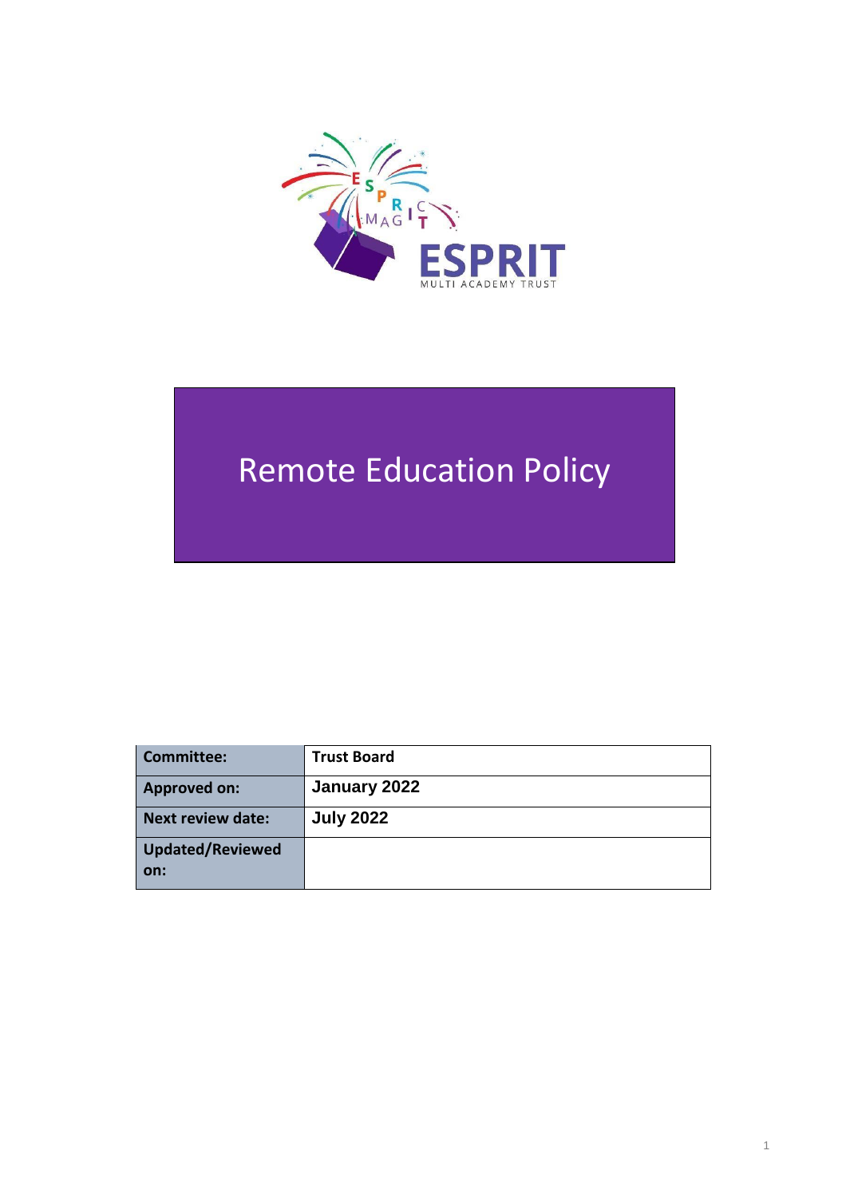# Remote Education Policy

| Committee: | Trust Board |
| --- | --- |
| Approved on: | January 2022 |
| Next review date: | July 2022 |
| Updated/Reviewed on: | |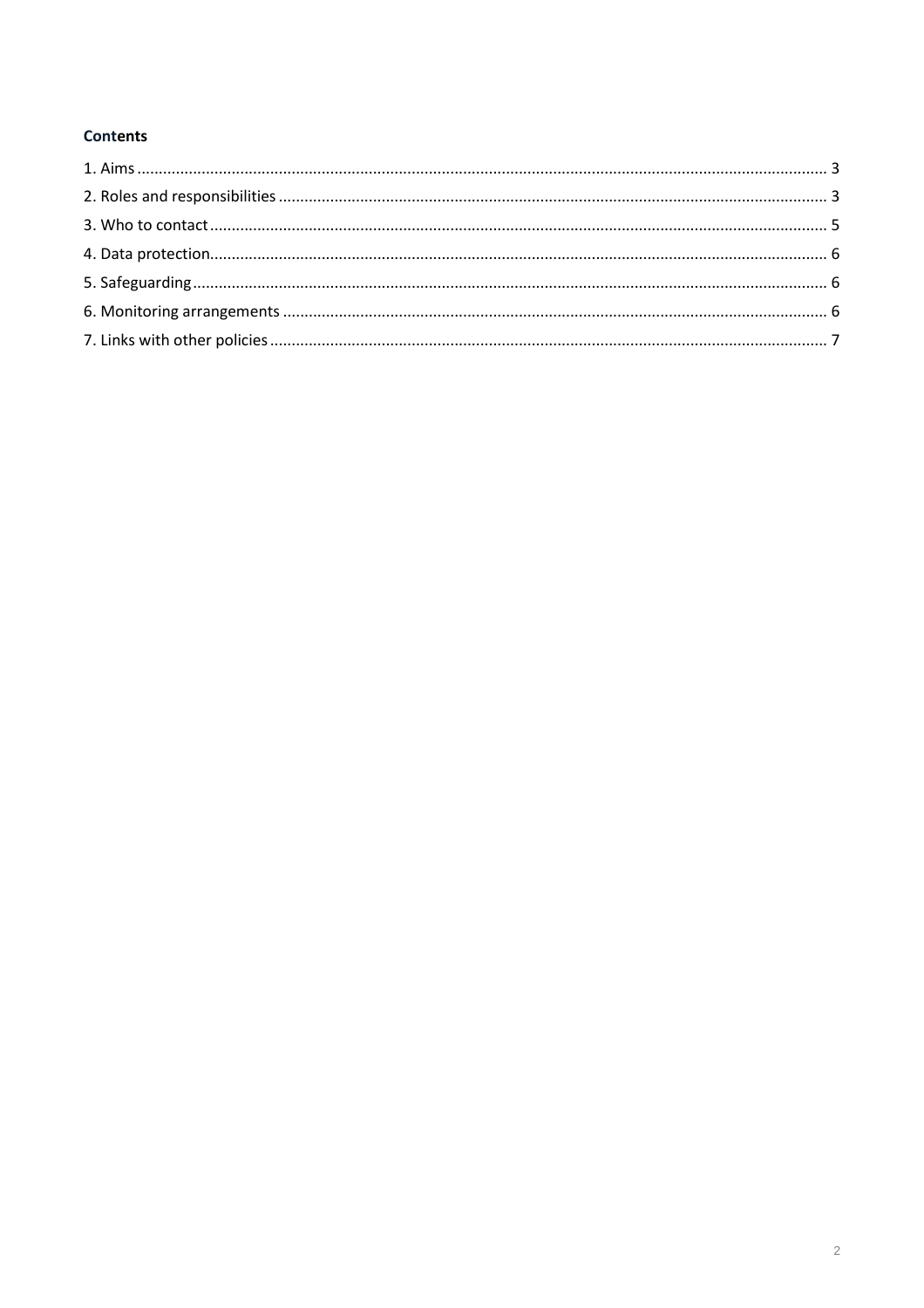**Contents**

1. Aims ........ 3
2. Roles and responsibilities ........ 3
3. Who to contact ........ 5
4. Data protection ........ 6
5. Safeguarding ........ 6
6. Monitoring arrangements ........ 6
7. Links with other policies ........ 7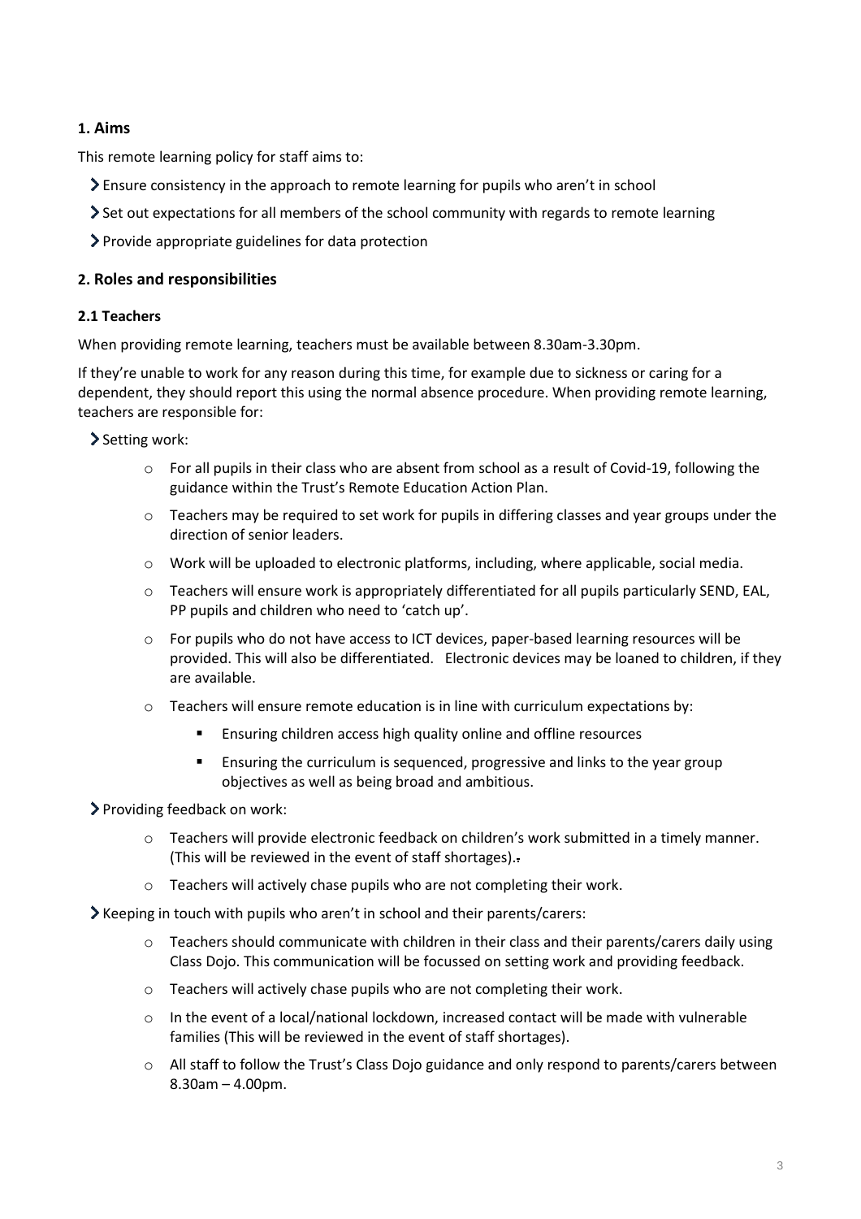## 1. Aims

This remote learning policy for staff aims to:

- Ensure consistency in the approach to remote learning for pupils who aren't in school
- Set out expectations for all members of the school community with regards to remote learning
- Provide appropriate guidelines for data protection

## 2. Roles and responsibilities

### 2.1 Teachers

When providing remote learning, teachers must be available between 8.30am-3.30pm.

If they're unable to work for any reason during this time, for example due to sickness or caring for a dependent, they should report this using the normal absence procedure. When providing remote learning, teachers are responsible for:

- Setting work:
    - For all pupils in their class who are absent from school as a result of Covid-19, following the guidance within the Trust's Remote Education Action Plan.
    - Teachers may be required to set work for pupils in differing classes and year groups under the direction of senior leaders.
    - Work will be uploaded to electronic platforms, including, where applicable, social media.
    - Teachers will ensure work is appropriately differentiated for all pupils particularly SEND, EAL, PP pupils and children who need to 'catch up'.
    - For pupils who do not have access to ICT devices, paper-based learning resources will be provided. This will also be differentiated. Electronic devices may be loaned to children, if they are available.
    - Teachers will ensure remote education is in line with curriculum expectations by:
        - Ensuring children access high quality online and offline resources
        - Ensuring the curriculum is sequenced, progressive and links to the year group objectives as well as being broad and ambitious.
- Providing feedback on work:
    - Teachers will provide electronic feedback on children's work submitted in a timely manner. (This will be reviewed in the event of staff shortages)..
    - Teachers will actively chase pupils who are not completing their work.
- Keeping in touch with pupils who aren't in school and their parents/carers:
    - Teachers should communicate with children in their class and their parents/carers daily using Class Dojo. This communication will be focussed on setting work and providing feedback.
    - Teachers will actively chase pupils who are not completing their work.
    - In the event of a local/national lockdown, increased contact will be made with vulnerable families (This will be reviewed in the event of staff shortages).
    - All staff to follow the Trust's Class Dojo guidance and only respond to parents/carers between 8.30am – 4.00pm.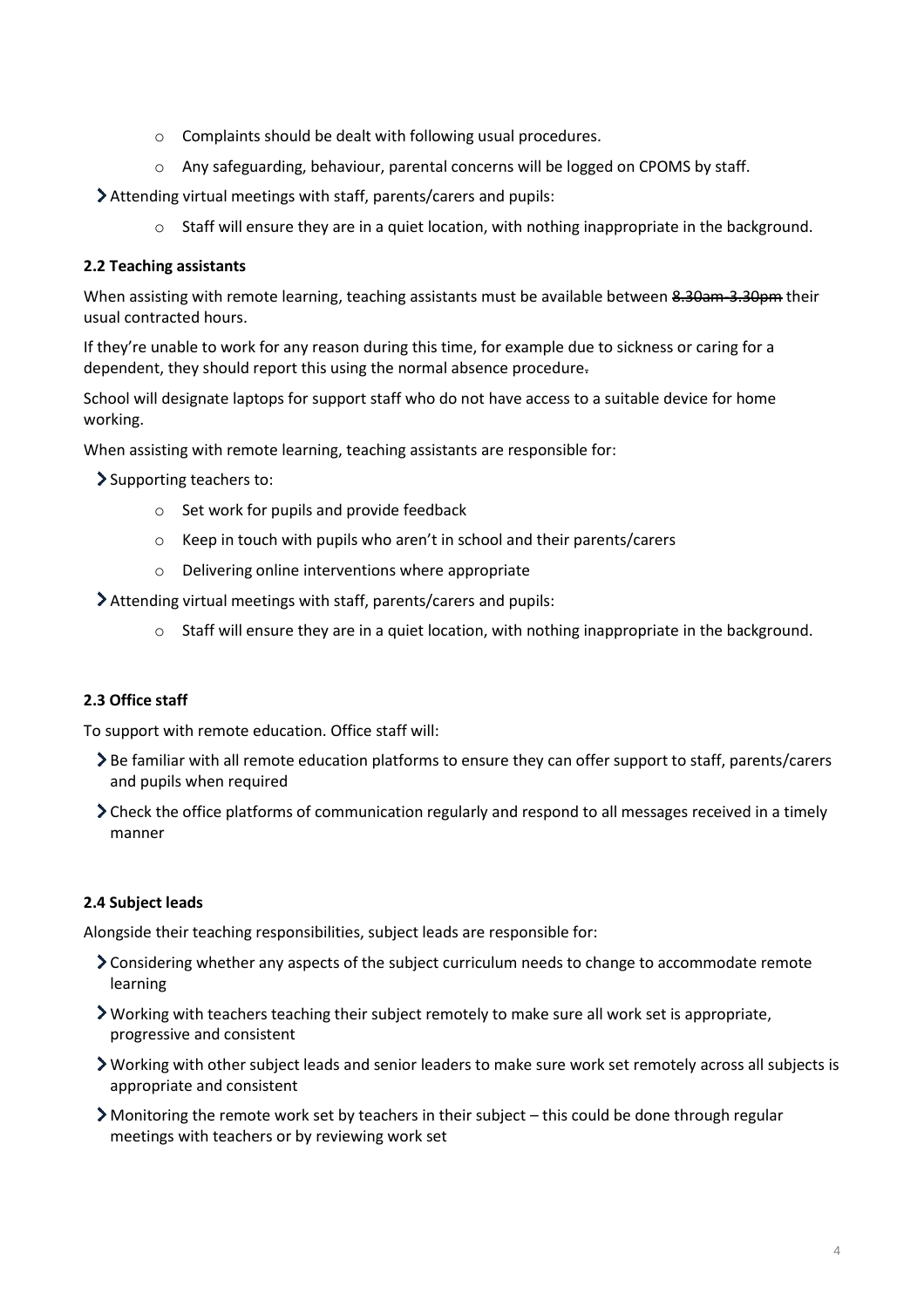- Complaints should be dealt with following usual procedures.
  - Any safeguarding, behaviour, parental concerns will be logged on CPOMS by staff.

- Attending virtual meetings with staff, parents/carers and pupils:
  - Staff will ensure they are in a quiet location, with nothing inappropriate in the background.

**2.2 Teaching assistants**

When assisting with remote learning, teaching assistants must be available between ~~8.30am-3.30pm~~ their usual contracted hours.

If they're unable to work for any reason during this time, for example due to sickness or caring for a dependent, they should report this using the normal absence procedure~~.~~

School will designate laptops for support staff who do not have access to a suitable device for home working.

When assisting with remote learning, teaching assistants are responsible for:

- Supporting teachers to:
  - Set work for pupils and provide feedback
  - Keep in touch with pupils who aren't in school and their parents/carers
  - Delivering online interventions where appropriate
- Attending virtual meetings with staff, parents/carers and pupils:
  - Staff will ensure they are in a quiet location, with nothing inappropriate in the background.

**2.3 Office staff**

To support with remote education. Office staff will:

- Be familiar with all remote education platforms to ensure they can offer support to staff, parents/carers and pupils when required
- Check the office platforms of communication regularly and respond to all messages received in a timely manner

**2.4 Subject leads**

Alongside their teaching responsibilities, subject leads are responsible for:

- Considering whether any aspects of the subject curriculum needs to change to accommodate remote learning
- Working with teachers teaching their subject remotely to make sure all work set is appropriate, progressive and consistent
- Working with other subject leads and senior leaders to make sure work set remotely across all subjects is appropriate and consistent
- Monitoring the remote work set by teachers in their subject – this could be done through regular meetings with teachers or by reviewing work set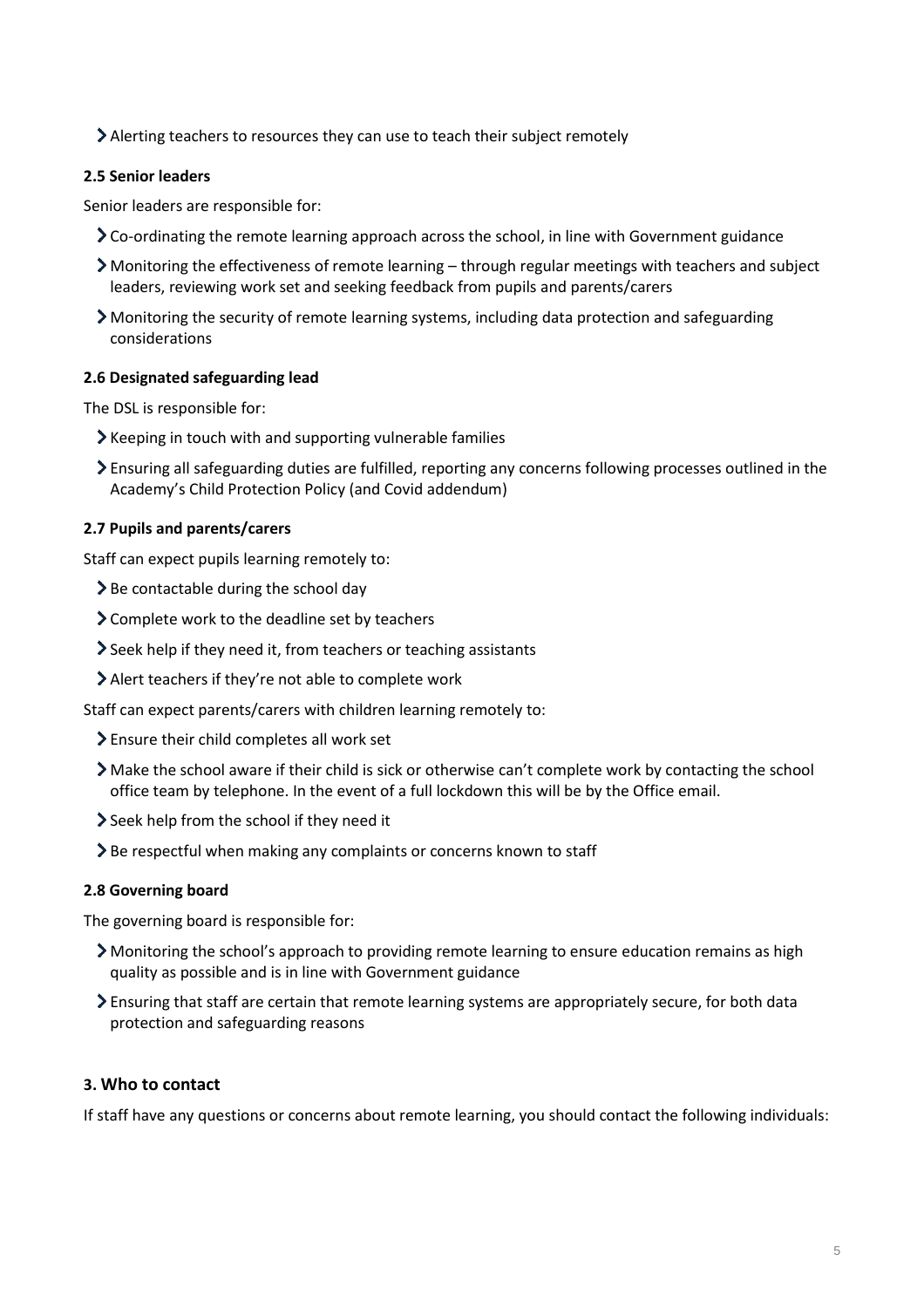- Alerting teachers to resources they can use to teach their subject remotely

#### 2.5 Senior leaders

Senior leaders are responsible for:

- Co-ordinating the remote learning approach across the school, in line with Government guidance
- Monitoring the effectiveness of remote learning – through regular meetings with teachers and subject leaders, reviewing work set and seeking feedback from pupils and parents/carers
- Monitoring the security of remote learning systems, including data protection and safeguarding considerations

#### 2.6 Designated safeguarding lead

The DSL is responsible for:

- Keeping in touch with and supporting vulnerable families
- Ensuring all safeguarding duties are fulfilled, reporting any concerns following processes outlined in the Academy's Child Protection Policy (and Covid addendum)

#### 2.7 Pupils and parents/carers

Staff can expect pupils learning remotely to:

- Be contactable during the school day
- Complete work to the deadline set by teachers
- Seek help if they need it, from teachers or teaching assistants
- Alert teachers if they're not able to complete work

Staff can expect parents/carers with children learning remotely to:

- Ensure their child completes all work set
- Make the school aware if their child is sick or otherwise can't complete work by contacting the school office team by telephone. In the event of a full lockdown this will be by the Office email.
- Seek help from the school if they need it
- Be respectful when making any complaints or concerns known to staff

#### 2.8 Governing board

The governing board is responsible for:

- Monitoring the school's approach to providing remote learning to ensure education remains as high quality as possible and is in line with Government guidance
- Ensuring that staff are certain that remote learning systems are appropriately secure, for both data protection and safeguarding reasons

### 3. Who to contact

If staff have any questions or concerns about remote learning, you should contact the following individuals: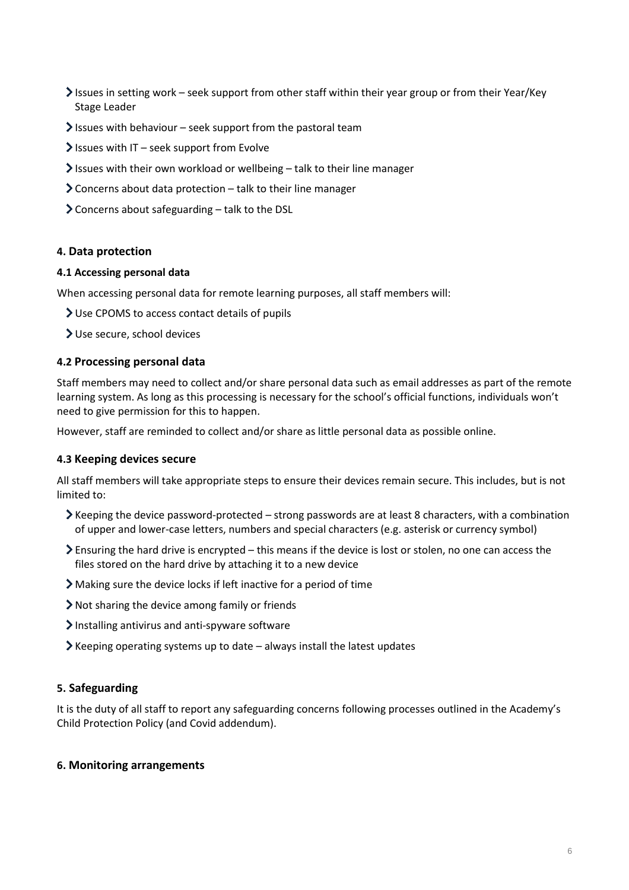- Issues in setting work – seek support from other staff within their year group or from their Year/Key Stage Leader
- Issues with behaviour – seek support from the pastoral team
- Issues with IT – seek support from Evolve
- Issues with their own workload or wellbeing – talk to their line manager
- Concerns about data protection – talk to their line manager
- Concerns about safeguarding – talk to the DSL

## 4. Data protection

#### 4.1 Accessing personal data

When accessing personal data for remote learning purposes, all staff members will:

- Use CPOMS to access contact details of pupils
- Use secure, school devices

### 4.2 Processing personal data

Staff members may need to collect and/or share personal data such as email addresses as part of the remote learning system. As long as this processing is necessary for the school's official functions, individuals won't need to give permission for this to happen.

However, staff are reminded to collect and/or share as little personal data as possible online.

### 4.3 Keeping devices secure

All staff members will take appropriate steps to ensure their devices remain secure. This includes, but is not limited to:

- Keeping the device password-protected – strong passwords are at least 8 characters, with a combination of upper and lower-case letters, numbers and special characters (e.g. asterisk or currency symbol)
- Ensuring the hard drive is encrypted – this means if the device is lost or stolen, no one can access the files stored on the hard drive by attaching it to a new device
- Making sure the device locks if left inactive for a period of time
- Not sharing the device among family or friends
- Installing antivirus and anti-spyware software
- Keeping operating systems up to date – always install the latest updates

## 5. Safeguarding

It is the duty of all staff to report any safeguarding concerns following processes outlined in the Academy's Child Protection Policy (and Covid addendum).

## 6. Monitoring arrangements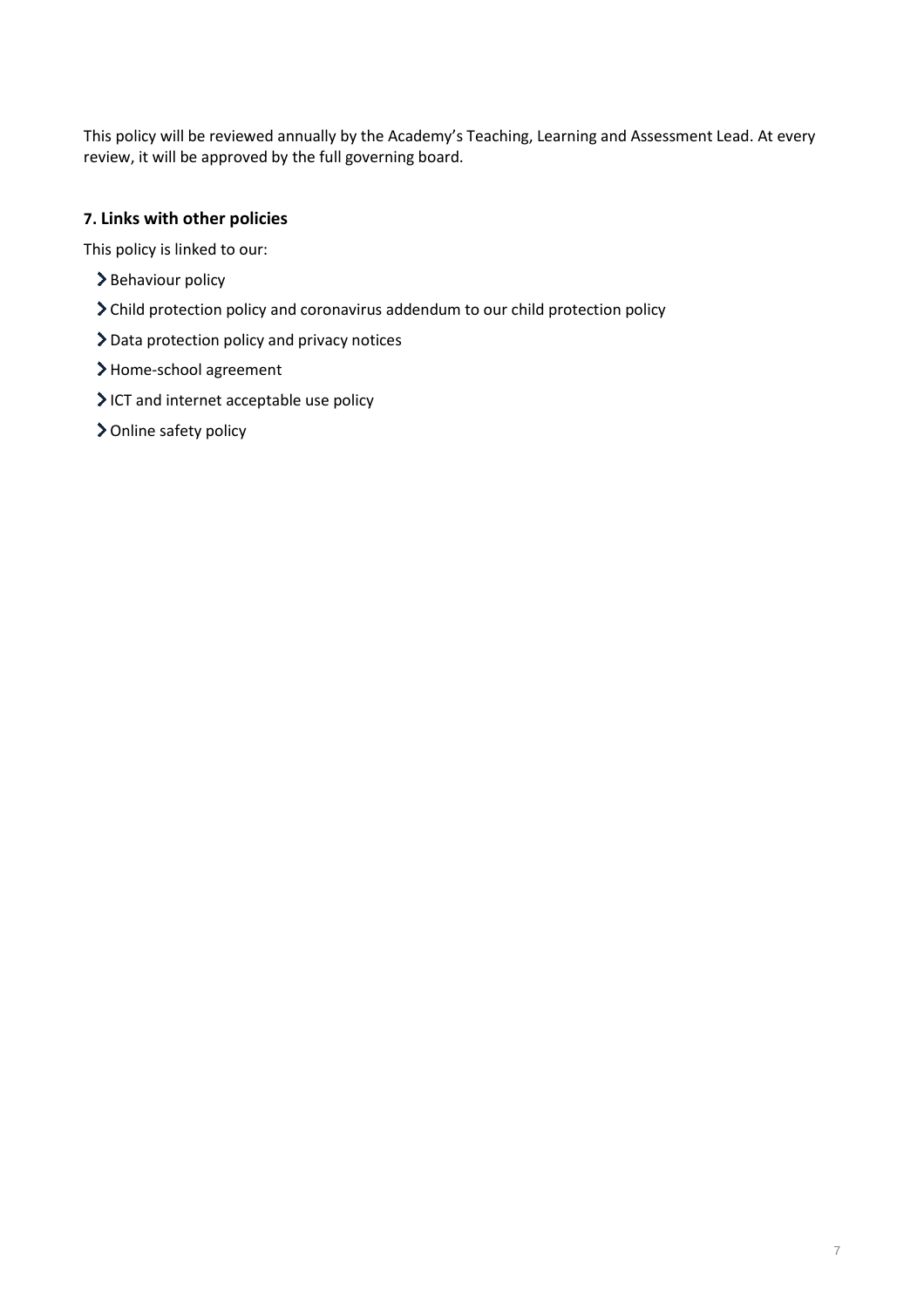This policy will be reviewed annually by the Academy's Teaching, Learning and Assessment Lead. At every review, it will be approved by the full governing board.

## 7. Links with other policies

This policy is linked to our:

- Behaviour policy
- Child protection policy and coronavirus addendum to our child protection policy
- Data protection policy and privacy notices
- Home-school agreement
- ICT and internet acceptable use policy
- Online safety policy